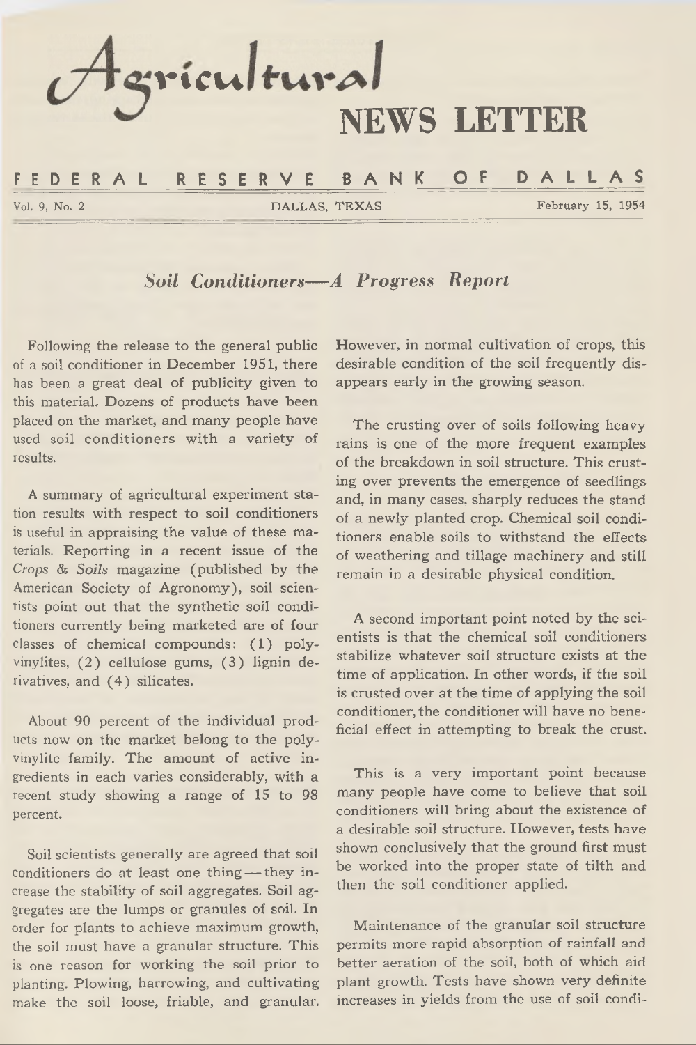# Agricultural NEWS LETTER

**FEDERAL RESERVE BANK OF DALLAS**

Vol. 9, No. 2 — DALLAS, TEXAS — February 15, 1954

## *Soil Conditioners—A Progress Report*

Following the release to the general public of a soil conditioner in December 1951, there has been a great deal of publicity given to this material. Dozens of products have been placed on the market, and many people have used soil conditioners with a variety of results.

A summary of agricultural experiment station results with respect to soil conditioners is useful in appraising the value of these materials. Reporting in a recent issue of the *Crops & Soils* magazine (published by the American Society of Agronomy), soil scientists point out that the synthetic soil conditioners currently being marketed are of four classes of chemical compounds: (1) polyvinylites, (2) cellulose gums, (3) lignin derivatives, and (4) silicates.

About 90 percent of the individual products now on the market belong to the polyvinylite family. The amount of active ingredients in each varies considerably, with a recent study showing a range of 15 to 98 percent.

Soil scientists generally are agreed that soil conditioners do at least one thing — they increase the stability of soil aggregates. Soil aggregates are the lumps or granules of soil. In order for plants to achieve maximum growth, the soil must have a granular structure. This is one reason for working the soil prior to planting. Plowing, harrowing, and cultivating make the soil loose, friable, and granular. However, in normal cultivation of crops, this desirable condition of the soil frequently disappears early in the growing season.

The crusting over of soils following heavy rains is one of the more frequent examples of the breakdown in soil structure. This crusting over prevents the emergence of seedlings and, in many cases, sharply reduces the stand of a newly planted crop. Chemical soil conditioners enable soils to withstand the effects of weathering and tillage machinery and still remain in a desirable physical condition.

A second important point noted by the scientists is that the chemical soil conditioners stabilize whatever soil structure exists at the time of application. In other words, if the soil is crusted over at the time of applying the soil conditioner, the conditioner will have no beneficial effect in attempting to break the crust.

This is a very important point because many people have come to believe that soil conditioners will bring about the existence of a desirable soil structure. However, tests have shown conclusively that the ground first must be worked into the proper state of tilth and then the soil conditioner applied.

Maintenance of the granular soil structure permits more rapid absorption of rainfall and better aeration of the soil, both of which aid plant growth. Tests have shown very definite increases in yields from the use of soil condi-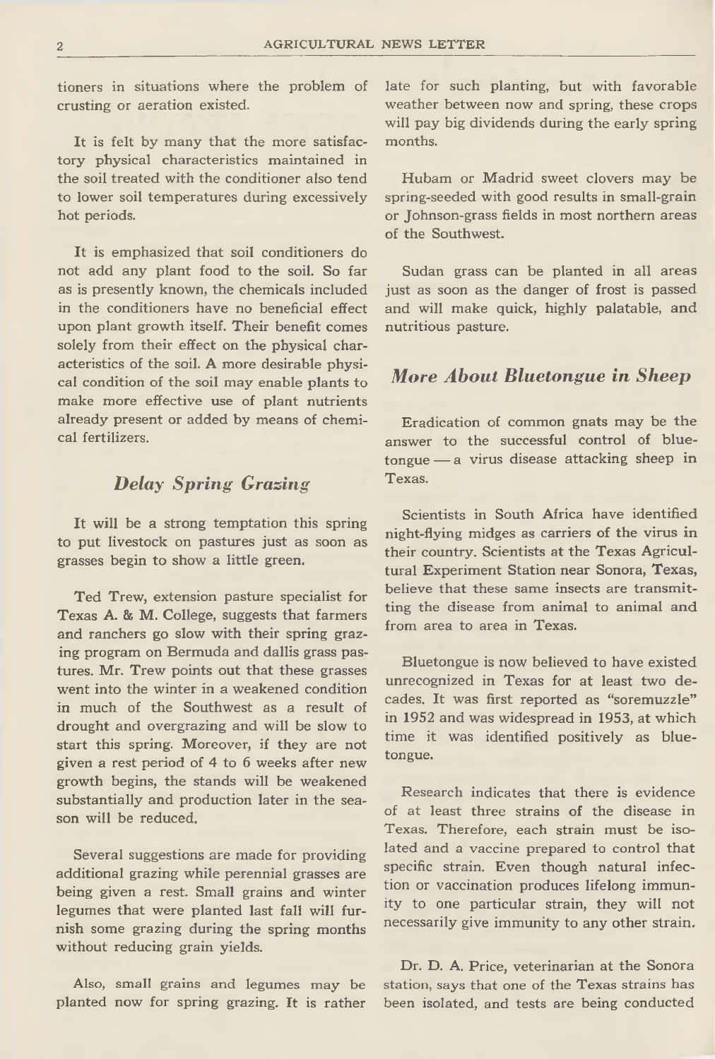tioners in situations where the problem of crusting or aeration existed.

It is felt by many that the more satisfactory physical characteristics maintained in the soil treated with the conditioner also tend to lower soil temperatures during excessively hot periods.

It is emphasized that soil conditioners do not add any plant food to the soil. So far as is presently known, the chemicals included in the conditioners have no beneficial effect upon plant growth itself. Their benefit comes solely from their effect on the physical characteristics of the soil. A more desirable physical condition of the soil may enable plants to make more effective use of plant nutrients already present or added by means of chemical fertilizers.

## *Delay Spring Grazing*

It will be a strong temptation this spring to put livestock on pastures just as soon as grasses begin to show a little green.

Ted Trew, extension pasture specialist for Texas A. & M. College, suggests that farmers and ranchers go slow with their spring grazing program on Bermuda and dallis grass pastures. Mr. Trew points out that these grasses went into the winter in a weakened condition in much of the Southwest as a result of drought and overgrazing and will be slow to start this spring. Moreover, if they are not given a rest period of 4 to 6 weeks after new growth begins, the stands will be weakened substantially and production later in the season will be reduced.

Several suggestions are made for providing additional grazing while perennial grasses are being given a rest. Small grains and winter legumes that were planted last fall will furnish some grazing during the spring months without reducing grain yields.

Also, small grains and legumes may be planted now for spring grazing. It is rather late for such planting, but with favorable weather between now and spring, these crops will pay big dividends during the early spring months.

Hubam or Madrid sweet clovers may be spring-seeded with good results in small-grain or Johnson-grass fields in most northern areas of the Southwest.

Sudan grass can be planted in all areas just as soon as the danger of frost is passed and will make quick, highly palatable, and nutritious pasture.

## *More About Bluetongue in Sheep*

Eradication of common gnats may be the answer to the successful control of bluetongue — a virus disease attacking sheep in Texas.

Scientists in South Africa have identified night-flying midges as carriers of the virus in their country. Scientists at the Texas Agricultural Experiment Station near Sonora, Texas, believe that these same insects are transmitting the disease from animal to animal and from area to area in Texas.

Bluetongue is now believed to have existed unrecognized in Texas for at least two decades. It was first reported as "soremuzzle" in 1952 and was widespread in 1953, at which time it was identified positively as bluetongue.

Research indicates that there is evidence of at least three strains of the disease in Texas. Therefore, each strain must be isolated and a vaccine prepared to control that specific strain. Even though natural infection or vaccination produces lifelong immunity to one particular strain, they will not necessarily give immunity to any other strain.

Dr. D. A. Price, veterinarian at the Sonora station, says that one of the Texas strains has been isolated, and tests are being conducted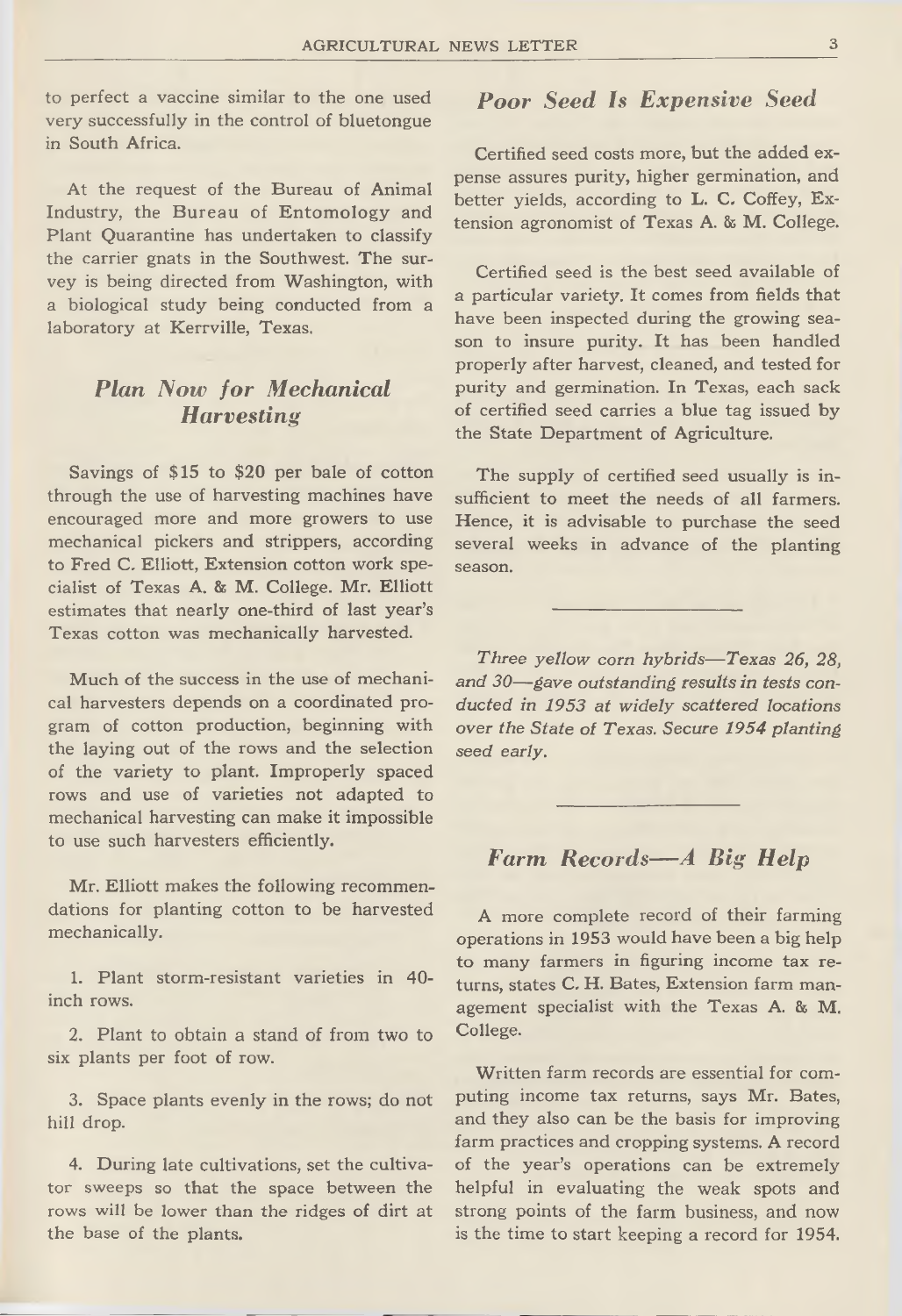to perfect a vaccine similar to the one used very successfully in the control of bluetongue in South Africa.

At the request of the Bureau of Animal Industry, the Bureau of Entomology and Plant Quarantine has undertaken to classify the carrier gnats in the Southwest. The survey is being directed from Washington, with a biological study being conducted from a laboratory at Kerrville, Texas.

## *Plan Now for Mechanical Harvesting*

Savings of $15 to $20 per bale of cotton through the use of harvesting machines have encouraged more and more growers to use mechanical pickers and strippers, according to Fred C. Elliott, Extension cotton work specialist of Texas A. & M. College. Mr. Elliott estimates that nearly one-third of last year's Texas cotton was mechanically harvested.

Much of the success in the use of mechanical harvesters depends on a coordinated program of cotton production, beginning with the laying out of the rows and the selection of the variety to plant. Improperly spaced rows and use of varieties not adapted to mechanical harvesting can make it impossible to use such harvesters efficiently.

Mr. Elliott makes the following recommendations for planting cotton to be harvested mechanically.

1. Plant storm-resistant varieties in 40-inch rows.

2. Plant to obtain a stand of from two to six plants per foot of row.

3. Space plants evenly in the rows; do not hill drop.

4. During late cultivations, set the cultivator sweeps so that the space between the rows will be lower than the ridges of dirt at the base of the plants.

## *Poor Seed Is Expensive Seed*

Certified seed costs more, but the added expense assures purity, higher germination, and better yields, according to L. C. Coffey, Extension agronomist of Texas A. & M. College.

Certified seed is the best seed available of a particular variety. It comes from fields that have been inspected during the growing season to insure purity. It has been handled properly after harvest, cleaned, and tested for purity and germination. In Texas, each sack of certified seed carries a blue tag issued by the State Department of Agriculture.

The supply of certified seed usually is insufficient to meet the needs of all farmers. Hence, it is advisable to purchase the seed several weeks in advance of the planting season.

---

*Three yellow corn hybrids—Texas 26, 28, and 30—gave outstanding results in tests conducted in 1953 at widely scattered locations over the State of Texas. Secure 1954 planting seed early.*

---

## *Farm Records—A Big Help*

A more complete record of their farming operations in 1953 would have been a big help to many farmers in figuring income tax returns, states C. H. Bates, Extension farm management specialist with the Texas A. & M. College.

Written farm records are essential for computing income tax returns, says Mr. Bates, and they also can be the basis for improving farm practices and cropping systems. A record of the year's operations can be extremely helpful in evaluating the weak spots and strong points of the farm business, and now is the time to start keeping a record for 1954.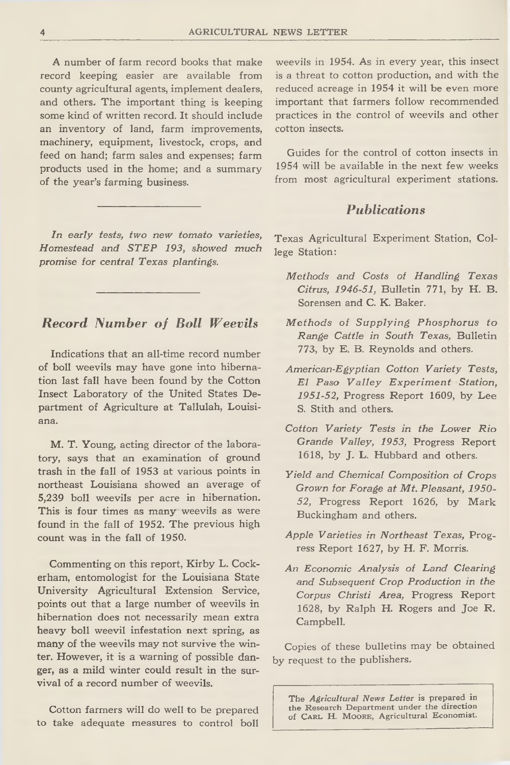A number of farm record books that make record keeping easier are available from county agricultural agents, implement dealers, and others. The important thing is keeping some kind of written record. It should include an inventory of land, farm improvements, machinery, equipment, livestock, crops, and feed on hand; farm sales and expenses; farm products used in the home; and a summary of the year's farming business.

---

*In early tests, two new tomato varieties, Homestead and STEP 193, showed much promise for central Texas plantings.*

---

## *Record Number of Boll Weevils*

Indications that an all-time record number of boll weevils may have gone into hibernation last fall have been found by the Cotton Insect Laboratory of the United States Department of Agriculture at Tallulah, Louisiana.

M. T. Young, acting director of the laboratory, says that an examination of ground trash in the fall of 1953 at various points in northeast Louisiana showed an average of 5,239 boll weevils per acre in hibernation. This is four times as many weevils as were found in the fall of 1952. The previous high count was in the fall of 1950.

Commenting on this report, Kirby L. Cockerham, entomologist for the Louisiana State University Agricultural Extension Service, points out that a large number of weevils in hibernation does not necessarily mean extra heavy boll weevil infestation next spring, as many of the weevils may not survive the winter. However, it is a warning of possible danger, as a mild winter could result in the survival of a record number of weevils.

Cotton farmers will do well to be prepared to take adequate measures to control boll weevils in 1954. As in every year, this insect is a threat to cotton production, and with the reduced acreage in 1954 it will be even more important that farmers follow recommended practices in the control of weevils and other cotton insects.

Guides for the control of cotton insects in 1954 will be available in the next few weeks from most agricultural experiment stations.

## *Publications*

Texas Agricultural Experiment Station, College Station:

- *Methods and Costs of Handling Texas Citrus, 1946-51,* Bulletin 771, by H. B. Sorensen and C. K. Baker.
- *Methods of Supplying Phosphorus to Range Cattle in South Texas,* Bulletin 773, by E. B. Reynolds and others.
- *American-Egyptian Cotton Variety Tests, El Paso Valley Experiment Station, 1951-52,* Progress Report 1609, by Lee S. Stith and others.
- *Cotton Variety Tests in the Lower Rio Grande Valley, 1953,* Progress Report 1618, by J. L. Hubbard and others.
- *Yield and Chemical Composition of Crops Grown for Forage at Mt. Pleasant, 1950-52,* Progress Report 1626, by Mark Buckingham and others.
- *Apple Varieties in Northeast Texas,* Progress Report 1627, by H. F. Morris.
- *An Economic Analysis of Land Clearing and Subsequent Crop Production in the Corpus Christi Area,* Progress Report 1628, by Ralph H. Rogers and Joe R. Campbell.

Copies of these bulletins may be obtained by request to the publishers.

The *Agricultural News Letter* is prepared in the Research Department under the direction of CARL H. MOORE, Agricultural Economist.